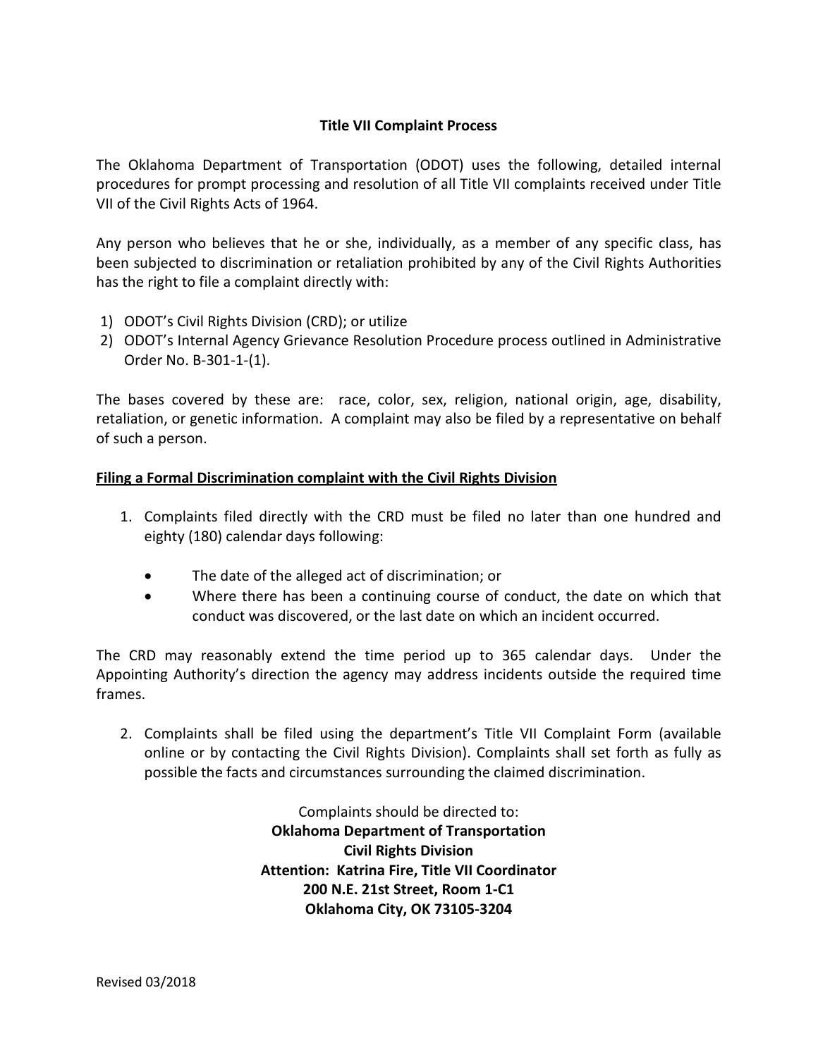## Title VII Complaint Process

The Oklahoma Department of Transportation (ODOT) uses the following, detailed internal procedures for prompt processing and resolution of all Title VII complaints received under Title VII of the Civil Rights Acts of 1964.

Any person who believes that he or she, individually, as a member of any specific class, has been subjected to discrimination or retaliation prohibited by any of the Civil Rights Authorities has the right to file a complaint directly with:

1) ODOT's Civil Rights Division (CRD); or utilize
2) ODOT's Internal Agency Grievance Resolution Procedure process outlined in Administrative Order No. B-301-1-(1).

The bases covered by these are: race, color, sex, religion, national origin, age, disability, retaliation, or genetic information. A complaint may also be filed by a representative on behalf of such a person.

### Filing a Formal Discrimination complaint with the Civil Rights Division

1. Complaints filed directly with the CRD must be filed no later than one hundred and eighty (180) calendar days following:
   - The date of the alleged act of discrimination; or
   - Where there has been a continuing course of conduct, the date on which that conduct was discovered, or the last date on which an incident occurred.

The CRD may reasonably extend the time period up to 365 calendar days. Under the Appointing Authority's direction the agency may address incidents outside the required time frames.

2. Complaints shall be filed using the department's Title VII Complaint Form (available online or by contacting the Civil Rights Division). Complaints shall set forth as fully as possible the facts and circumstances surrounding the claimed discrimination.

Complaints should be directed to:
**Oklahoma Department of Transportation**
**Civil Rights Division**
**Attention: Katrina Fire, Title VII Coordinator**
**200 N.E. 21st Street, Room 1-C1**
**Oklahoma City, OK 73105-3204**

Revised 03/2018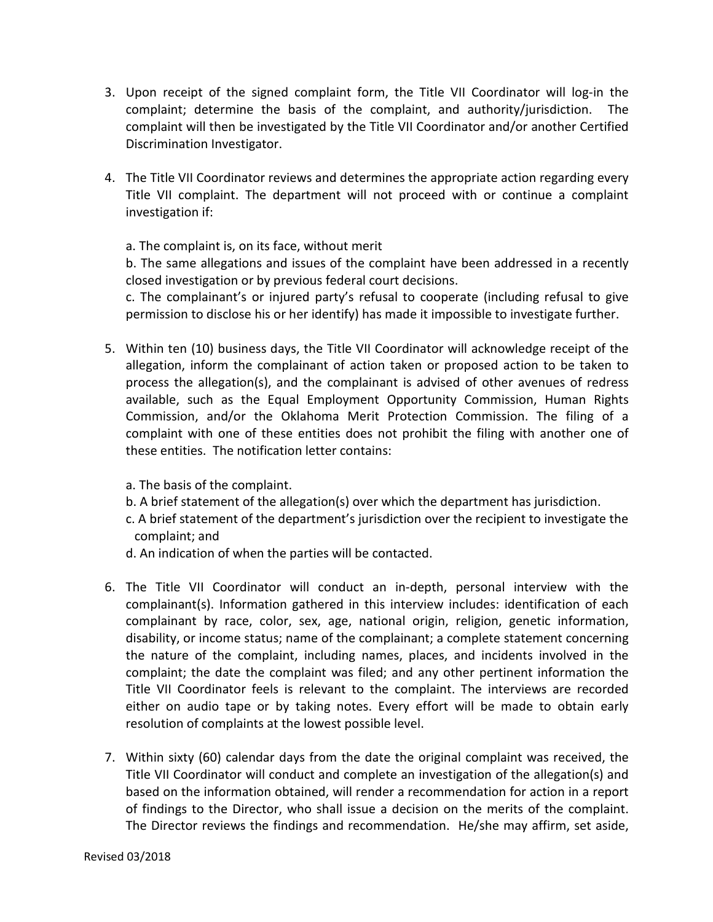3. Upon receipt of the signed complaint form, the Title VII Coordinator will log-in the complaint; determine the basis of the complaint, and authority/jurisdiction. The complaint will then be investigated by the Title VII Coordinator and/or another Certified Discrimination Investigator.

4. The Title VII Coordinator reviews and determines the appropriate action regarding every Title VII complaint. The department will not proceed with or continue a complaint investigation if:

   a. The complaint is, on its face, without merit
   b. The same allegations and issues of the complaint have been addressed in a recently closed investigation or by previous federal court decisions.
   c. The complainant's or injured party's refusal to cooperate (including refusal to give permission to disclose his or her identify) has made it impossible to investigate further.

5. Within ten (10) business days, the Title VII Coordinator will acknowledge receipt of the allegation, inform the complainant of action taken or proposed action to be taken to process the allegation(s), and the complainant is advised of other avenues of redress available, such as the Equal Employment Opportunity Commission, Human Rights Commission, and/or the Oklahoma Merit Protection Commission. The filing of a complaint with one of these entities does not prohibit the filing with another one of these entities. The notification letter contains:

   a. The basis of the complaint.
   b. A brief statement of the allegation(s) over which the department has jurisdiction.
   c. A brief statement of the department's jurisdiction over the recipient to investigate the complaint; and
   d. An indication of when the parties will be contacted.

6. The Title VII Coordinator will conduct an in-depth, personal interview with the complainant(s). Information gathered in this interview includes: identification of each complainant by race, color, sex, age, national origin, religion, genetic information, disability, or income status; name of the complainant; a complete statement concerning the nature of the complaint, including names, places, and incidents involved in the complaint; the date the complaint was filed; and any other pertinent information the Title VII Coordinator feels is relevant to the complaint. The interviews are recorded either on audio tape or by taking notes. Every effort will be made to obtain early resolution of complaints at the lowest possible level.

7. Within sixty (60) calendar days from the date the original complaint was received, the Title VII Coordinator will conduct and complete an investigation of the allegation(s) and based on the information obtained, will render a recommendation for action in a report of findings to the Director, who shall issue a decision on the merits of the complaint. The Director reviews the findings and recommendation. He/she may affirm, set aside,

Revised 03/2018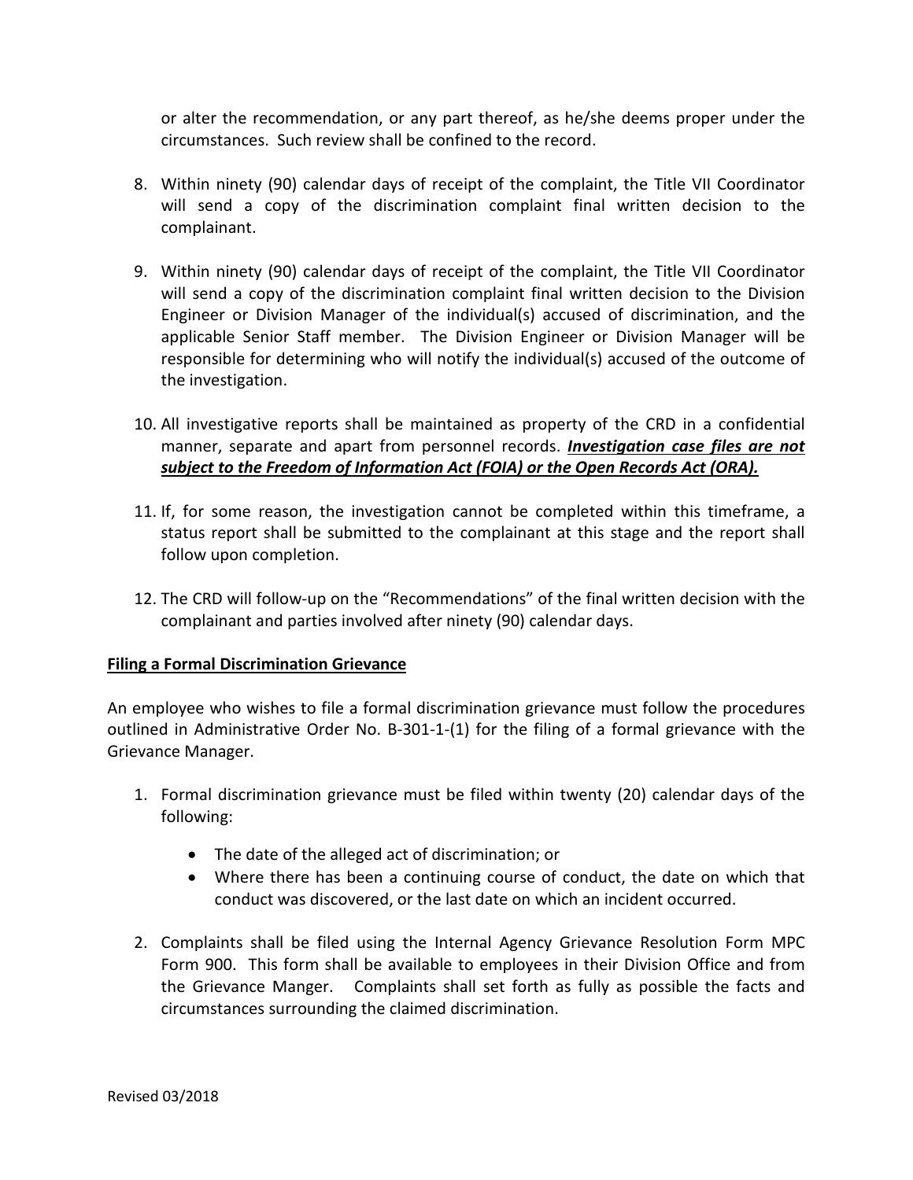or alter the recommendation, or any part thereof, as he/she deems proper under the circumstances. Such review shall be confined to the record.

8. Within ninety (90) calendar days of receipt of the complaint, the Title VII Coordinator will send a copy of the discrimination complaint final written decision to the complainant.

9. Within ninety (90) calendar days of receipt of the complaint, the Title VII Coordinator will send a copy of the discrimination complaint final written decision to the Division Engineer or Division Manager of the individual(s) accused of discrimination, and the applicable Senior Staff member. The Division Engineer or Division Manager will be responsible for determining who will notify the individual(s) accused of the outcome of the investigation.

10. All investigative reports shall be maintained as property of the CRD in a confidential manner, separate and apart from personnel records. ***<u>Investigation case files are not subject to the Freedom of Information Act (FOIA) or the Open Records Act (ORA).</u>***

11. If, for some reason, the investigation cannot be completed within this timeframe, a status report shall be submitted to the complainant at this stage and the report shall follow upon completion.

12. The CRD will follow-up on the "Recommendations" of the final written decision with the complainant and parties involved after ninety (90) calendar days.

**<u>Filing a Formal Discrimination Grievance</u>**

An employee who wishes to file a formal discrimination grievance must follow the procedures outlined in Administrative Order No. B-301-1-(1) for the filing of a formal grievance with the Grievance Manager.

1. Formal discrimination grievance must be filed within twenty (20) calendar days of the following:

    - The date of the alleged act of discrimination; or
    - Where there has been a continuing course of conduct, the date on which that conduct was discovered, or the last date on which an incident occurred.

2. Complaints shall be filed using the Internal Agency Grievance Resolution Form MPC Form 900. This form shall be available to employees in their Division Office and from the Grievance Manger. Complaints shall set forth as fully as possible the facts and circumstances surrounding the claimed discrimination.

Revised 03/2018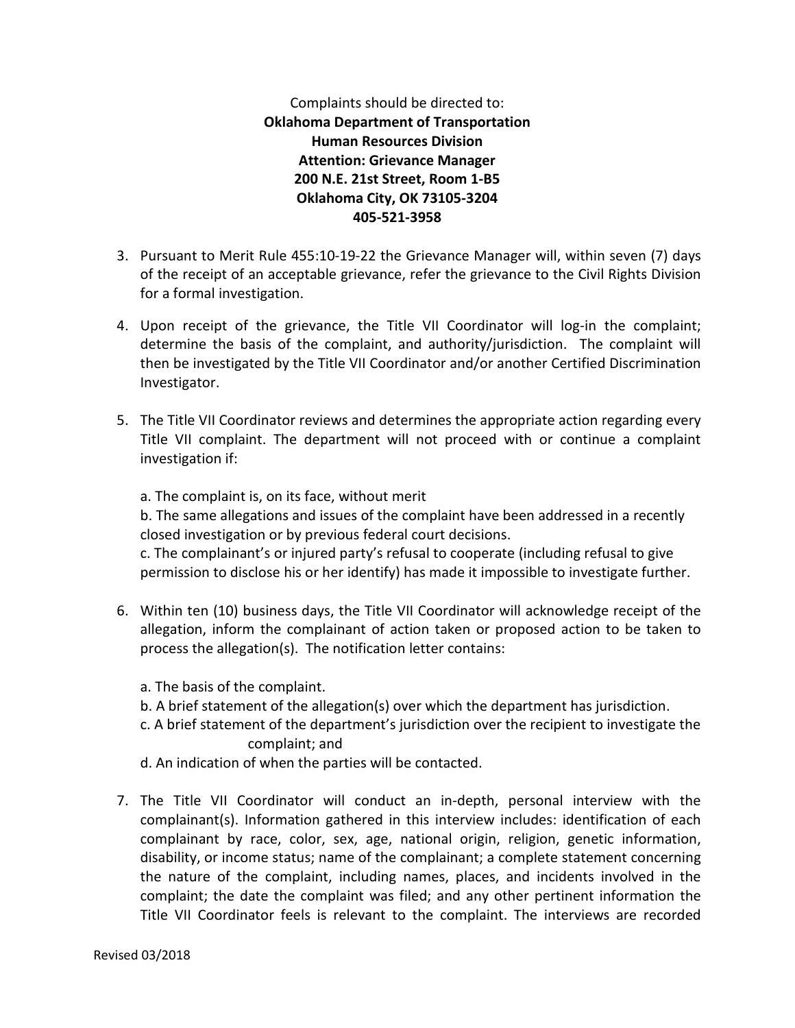Complaints should be directed to:
**Oklahoma Department of Transportation**
**Human Resources Division**
**Attention: Grievance Manager**
**200 N.E. 21st Street, Room 1-B5**
**Oklahoma City, OK 73105-3204**
**405-521-3958**

3. Pursuant to Merit Rule 455:10-19-22 the Grievance Manager will, within seven (7) days of the receipt of an acceptable grievance, refer the grievance to the Civil Rights Division for a formal investigation.

4. Upon receipt of the grievance, the Title VII Coordinator will log-in the complaint; determine the basis of the complaint, and authority/jurisdiction. The complaint will then be investigated by the Title VII Coordinator and/or another Certified Discrimination Investigator.

5. The Title VII Coordinator reviews and determines the appropriate action regarding every Title VII complaint. The department will not proceed with or continue a complaint investigation if:

   a. The complaint is, on its face, without merit
   b. The same allegations and issues of the complaint have been addressed in a recently closed investigation or by previous federal court decisions.
   c. The complainant's or injured party's refusal to cooperate (including refusal to give permission to disclose his or her identify) has made it impossible to investigate further.

6. Within ten (10) business days, the Title VII Coordinator will acknowledge receipt of the allegation, inform the complainant of action taken or proposed action to be taken to process the allegation(s). The notification letter contains:

   a. The basis of the complaint.
   b. A brief statement of the allegation(s) over which the department has jurisdiction.
   c. A brief statement of the department's jurisdiction over the recipient to investigate the complaint; and
   d. An indication of when the parties will be contacted.

7. The Title VII Coordinator will conduct an in-depth, personal interview with the complainant(s). Information gathered in this interview includes: identification of each complainant by race, color, sex, age, national origin, religion, genetic information, disability, or income status; name of the complainant; a complete statement concerning the nature of the complaint, including names, places, and incidents involved in the complaint; the date the complaint was filed; and any other pertinent information the Title VII Coordinator feels is relevant to the complaint. The interviews are recorded

Revised 03/2018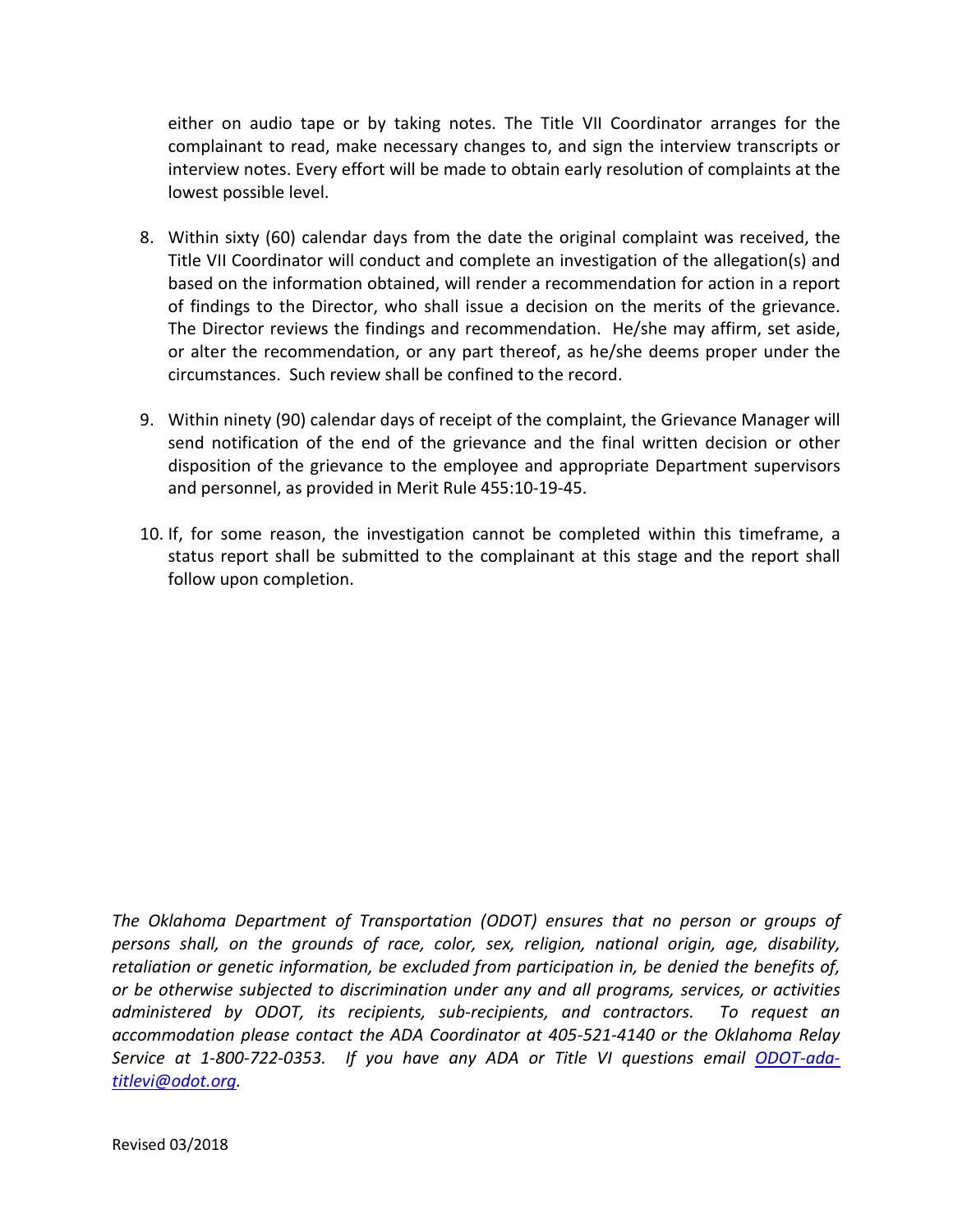either on audio tape or by taking notes. The Title VII Coordinator arranges for the complainant to read, make necessary changes to, and sign the interview transcripts or interview notes. Every effort will be made to obtain early resolution of complaints at the lowest possible level.

8. Within sixty (60) calendar days from the date the original complaint was received, the Title VII Coordinator will conduct and complete an investigation of the allegation(s) and based on the information obtained, will render a recommendation for action in a report of findings to the Director, who shall issue a decision on the merits of the grievance. The Director reviews the findings and recommendation. He/she may affirm, set aside, or alter the recommendation, or any part thereof, as he/she deems proper under the circumstances. Such review shall be confined to the record.

9. Within ninety (90) calendar days of receipt of the complaint, the Grievance Manager will send notification of the end of the grievance and the final written decision or other disposition of the grievance to the employee and appropriate Department supervisors and personnel, as provided in Merit Rule 455:10-19-45.

10. If, for some reason, the investigation cannot be completed within this timeframe, a status report shall be submitted to the complainant at this stage and the report shall follow upon completion.

*The Oklahoma Department of Transportation (ODOT) ensures that no person or groups of persons shall, on the grounds of race, color, sex, religion, national origin, age, disability, retaliation or genetic information, be excluded from participation in, be denied the benefits of, or be otherwise subjected to discrimination under any and all programs, services, or activities administered by ODOT, its recipients, sub-recipients, and contractors. To request an accommodation please contact the ADA Coordinator at 405-521-4140 or the Oklahoma Relay Service at 1-800-722-0353. If you have any ADA or Title VI questions email [ODOT-ada-titlevi@odot.org](mailto:ODOT-ada-titlevi@odot.org).*

Revised 03/2018